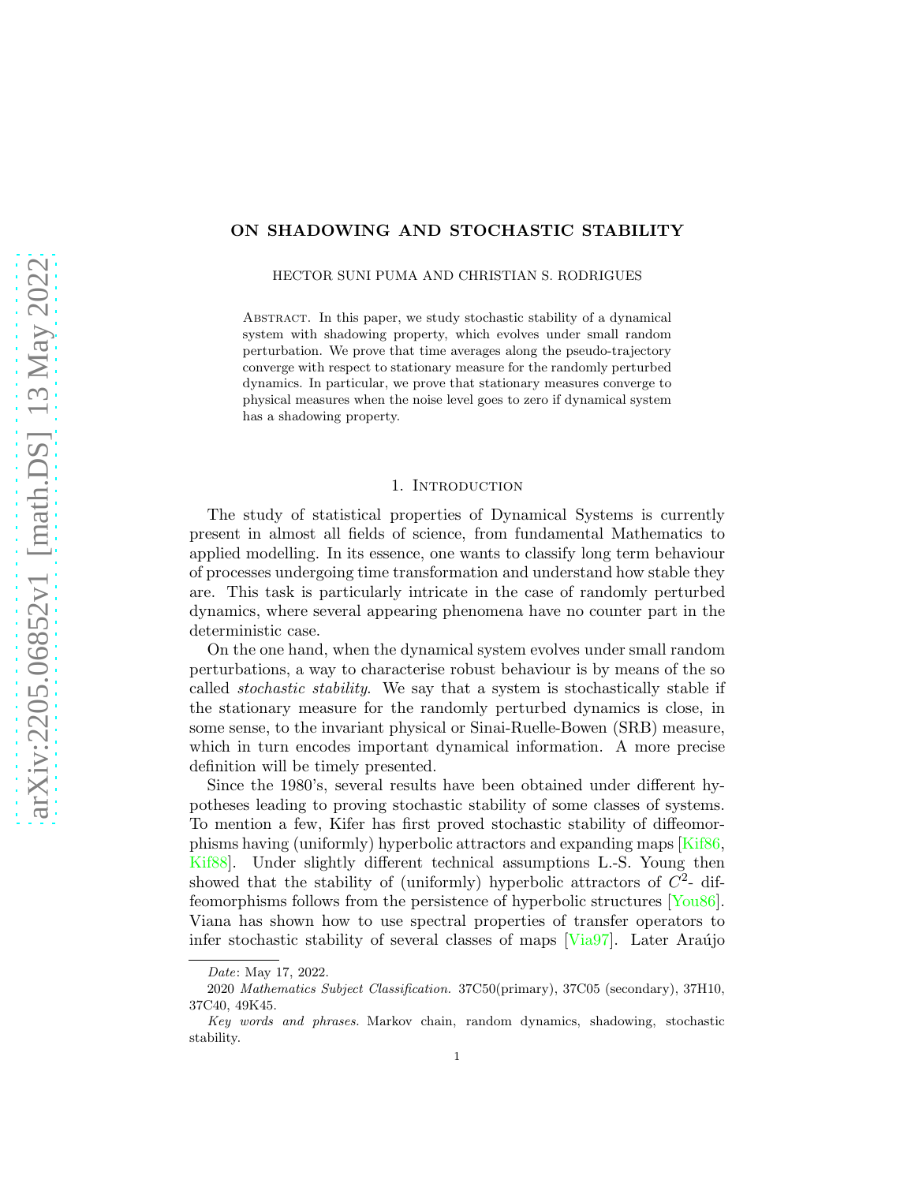# ON SHADOWING AND STOCHASTIC STABILITY

HECTOR SUNI PUMA AND CHRISTIAN S. RODRIGUES

Abstract. In this paper, we study stochastic stability of a dynamical system with shadowing property, which evolves under small random perturbation. We prove that time averages along the pseudo-trajectory converge with respect to stationary measure for the randomly perturbed dynamics. In particular, we prove that stationary measures converge to physical measures when the noise level goes to zero if dynamical system has a shadowing property.

## 1. Introduction

The study of statistical properties of Dynamical Systems is currently present in almost all fields of science, from fundamental Mathematics to applied modelling. In its essence, one wants to classify long term behaviour of processes undergoing time transformation and understand how stable they are. This task is particularly intricate in the case of randomly perturbed dynamics, where several appearing phenomena have no counter part in the deterministic case.

On the one hand, when the dynamical system evolves under small random perturbations, a way to characterise robust behaviour is by means of the so called *stochastic stability*. We say that a system is stochastically stable if the stationary measure for the randomly perturbed dynamics is close, in some sense, to the invariant physical or Sinai-Ruelle-Bowen (SRB) measure, which in turn encodes important dynamical information. A more precise definition will be timely presented.

Since the 1980's, several results have been obtained under different hypotheses leading to proving stochastic stability of some classes of systems. To mention a few, Kifer has first proved stochastic stability of diffeomorphisms having (uniformly) hyperbolic attractors and expanding maps [Kif86, Kif88]. Under slightly different technical assumptions L.-S. Young then showed that the stability of (uniformly) hyperbolic attractors of $C^2$- diffeomorphisms follows from the persistence of hyperbolic structures [You86]. Viana has shown how to use spectral properties of transfer operators to infer stochastic stability of several classes of maps [Via97]. Later Araújo

*Date*: May 17, 2022.

2020 *Mathematics Subject Classification.* 37C50(primary), 37C05 (secondary), 37H10, 37C40, 49K45.

*Key words and phrases.* Markov chain, random dynamics, shadowing, stochastic stability.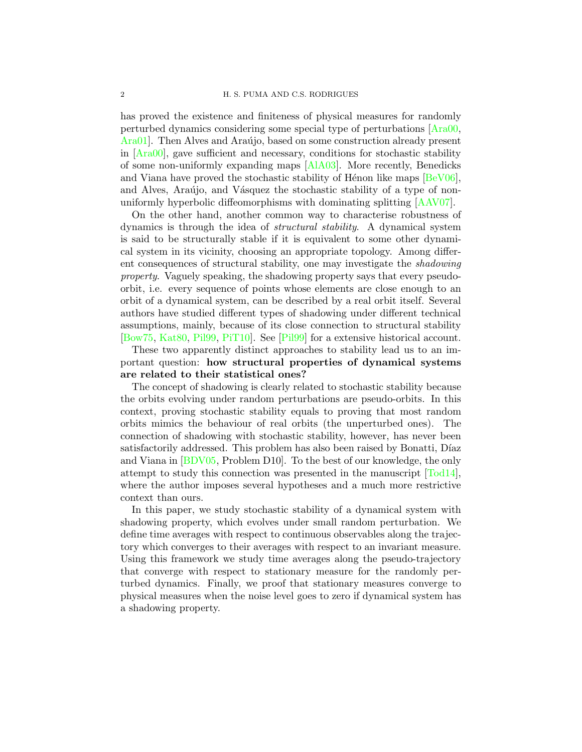has proved the existence and finiteness of physical measures for randomly perturbed dynamics considering some special type of perturbations [Ara00, Ara01]. Then Alves and Araújo, based on some construction already present in [Ara00], gave sufficient and necessary, conditions for stochastic stability of some non-uniformly expanding maps [AlA03]. More recently, Benedicks and Viana have proved the stochastic stability of Hénon like maps [BeV06], and Alves, Araújo, and Vásquez the stochastic stability of a type of non-uniformly hyperbolic diffeomorphisms with dominating splitting [AAV07].

On the other hand, another common way to characterise robustness of dynamics is through the idea of *structural stability*. A dynamical system is said to be structurally stable if it is equivalent to some other dynamical system in its vicinity, choosing an appropriate topology. Among different consequences of structural stability, one may investigate the *shadowing property*. Vaguely speaking, the shadowing property says that every pseudo-orbit, i.e. every sequence of points whose elements are close enough to an orbit of a dynamical system, can be described by a real orbit itself. Several authors have studied different types of shadowing under different technical assumptions, mainly, because of its close connection to structural stability [Bow75, Kat80, Pil99, PiT10]. See [Pil99] for a extensive historical account.

These two apparently distinct approaches to stability lead us to an important question: **how structural properties of dynamical systems are related to their statistical ones?**

The concept of shadowing is clearly related to stochastic stability because the orbits evolving under random perturbations are pseudo-orbits. In this context, proving stochastic stability equals to proving that most random orbits mimics the behaviour of real orbits (the unperturbed ones). The connection of shadowing with stochastic stability, however, has never been satisfactorily addressed. This problem has also been raised by Bonatti, Díaz and Viana in [BDV05, Problem D10]. To the best of our knowledge, the only attempt to study this connection was presented in the manuscript [Tod14], where the author imposes several hypotheses and a much more restrictive context than ours.

In this paper, we study stochastic stability of a dynamical system with shadowing property, which evolves under small random perturbation. We define time averages with respect to continuous observables along the trajectory which converges to their averages with respect to an invariant measure. Using this framework we study time averages along the pseudo-trajectory that converge with respect to stationary measure for the randomly perturbed dynamics. Finally, we proof that stationary measures converge to physical measures when the noise level goes to zero if dynamical system has a shadowing property.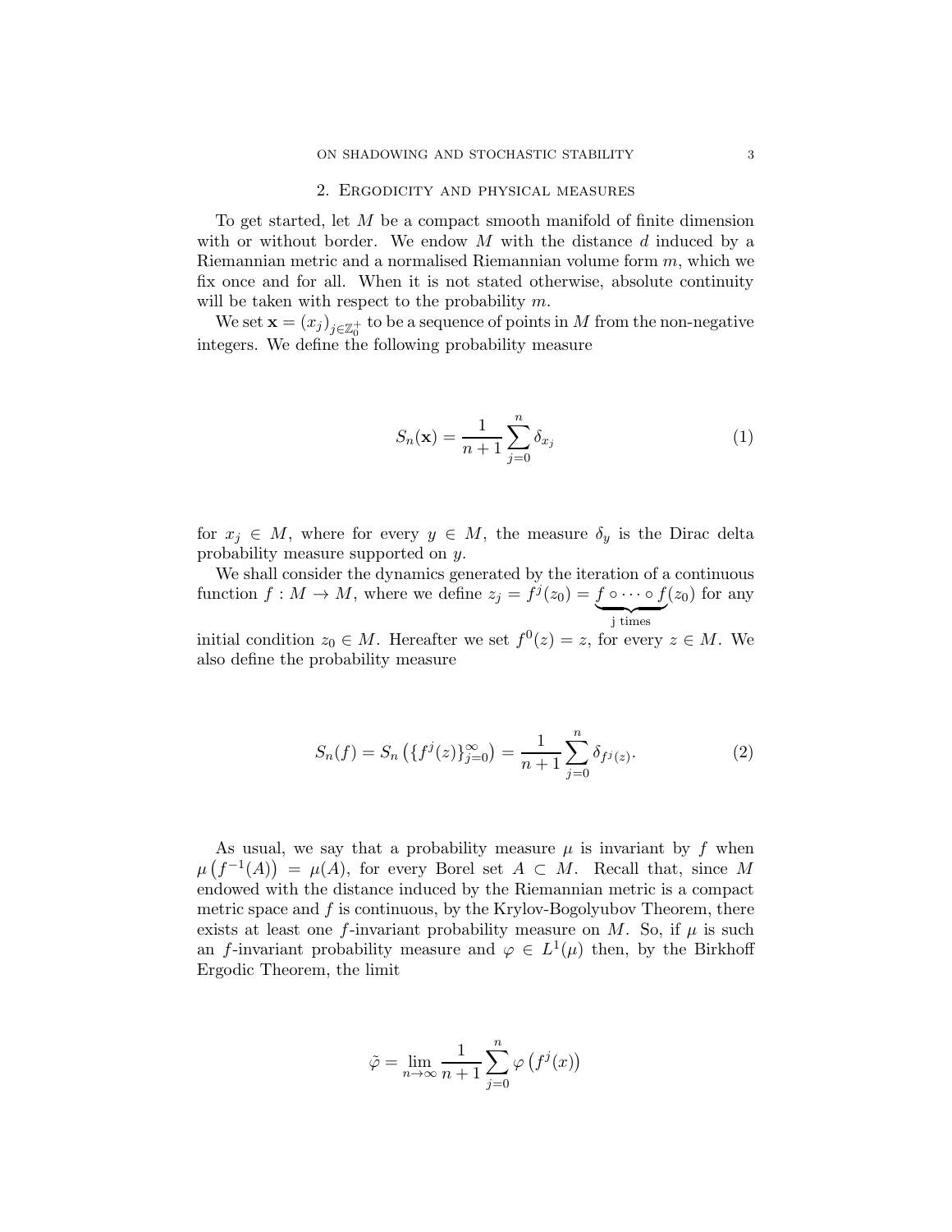## 2. Ergodicity and physical measures

To get started, let $M$ be a compact smooth manifold of finite dimension with or without border. We endow $M$ with the distance $d$ induced by a Riemannian metric and a normalised Riemannian volume form $m$, which we fix once and for all. When it is not stated otherwise, absolute continuity will be taken with respect to the probability $m$.

We set $\mathbf{x} = (x_j)_{j \in \mathbb{Z}_0^+}$ to be a sequence of points in $M$ from the non-negative integers. We define the following probability measure

$$S_n(\mathbf{x}) = \frac{1}{n+1} \sum_{j=0}^{n} \delta_{x_j} \tag{1}$$

for $x_j \in M$, where for every $y \in M$, the measure $\delta_y$ is the Dirac delta probability measure supported on $y$.

We shall consider the dynamics generated by the iteration of a continuous function $f : M \to M$, where we define $z_j = f^j(z_0) = \underbrace{f \circ \cdots \circ f}_{\text{j times}}(z_0)$ for any initial condition $z_0 \in M$. Hereafter we set $f^0(z) = z$, for every $z \in M$. We also define the probability measure

$$S_n(f) = S_n\left(\{f^j(z)\}_{j=0}^{\infty}\right) = \frac{1}{n+1} \sum_{j=0}^{n} \delta_{f^j(z)}. \tag{2}$$

As usual, we say that a probability measure $\mu$ is invariant by $f$ when $\mu\left(f^{-1}(A)\right) = \mu(A)$, for every Borel set $A \subset M$. Recall that, since $M$ endowed with the distance induced by the Riemannian metric is a compact metric space and $f$ is continuous, by the Krylov-Bogolyubov Theorem, there exists at least one $f$-invariant probability measure on $M$. So, if $\mu$ is such an $f$-invariant probability measure and $\varphi \in L^1(\mu)$ then, by the Birkhoff Ergodic Theorem, the limit

$$\tilde{\varphi} = \lim_{n \to \infty} \frac{1}{n+1} \sum_{j=0}^{n} \varphi\left(f^j(x)\right)$$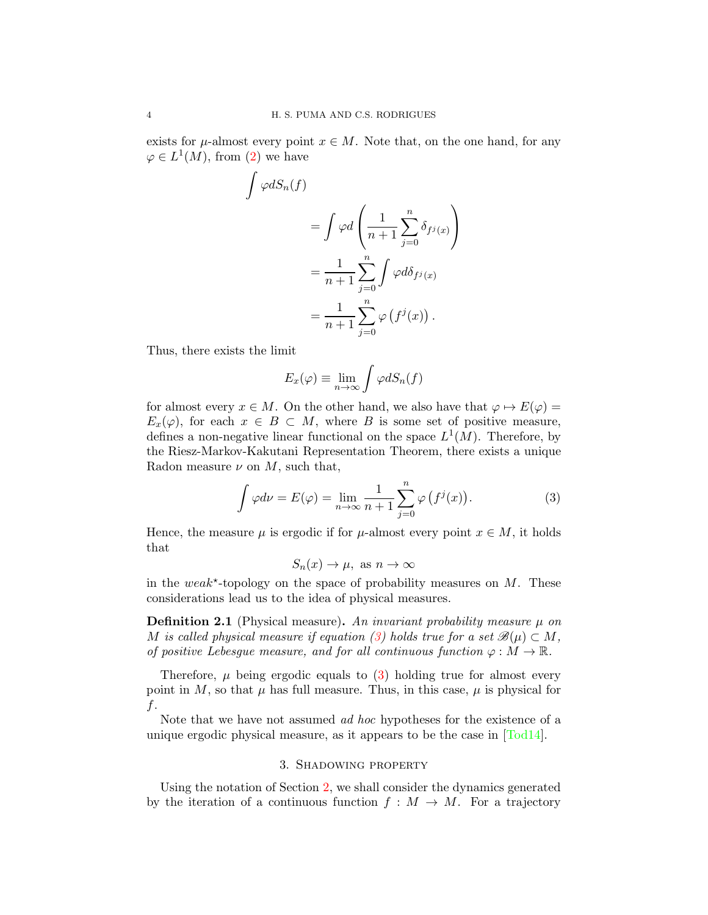exists for $\mu$-almost every point $x \in M$. Note that, on the one hand, for any $\varphi \in L^1(M)$, from (2) we have

$$
\begin{aligned}
\int \varphi dS_n(f) & \\
&= \int \varphi d\left(\frac{1}{n+1}\sum_{j=0}^{n}\delta_{f^j(x)}\right) \\
&= \frac{1}{n+1}\sum_{j=0}^{n}\int \varphi d\delta_{f^j(x)} \\
&= \frac{1}{n+1}\sum_{j=0}^{n}\varphi\left(f^j(x)\right).
\end{aligned}
$$

Thus, there exists the limit

$$
E_x(\varphi) \equiv \lim_{n\to\infty}\int \varphi dS_n(f)
$$

for almost every $x \in M$. On the other hand, we also have that $\varphi \mapsto E(\varphi) = E_x(\varphi)$, for each $x \in B \subset M$, where $B$ is some set of positive measure, defines a non-negative linear functional on the space $L^1(M)$. Therefore, by the Riesz-Markov-Kakutani Representation Theorem, there exists a unique Radon measure $\nu$ on $M$, such that,

$$
\int \varphi d\nu = E(\varphi) = \lim_{n\to\infty}\frac{1}{n+1}\sum_{j=0}^{n}\varphi\left(f^j(x)\right). \tag{3}
$$

Hence, the measure $\mu$ is ergodic if for $\mu$-almost every point $x \in M$, it holds that

$$
S_n(x) \to \mu, \text{ as } n \to \infty
$$

in the *weak*$^\star$-topology on the space of probability measures on $M$. These considerations lead us to the idea of physical measures.

**Definition 2.1** (Physical measure)**.** *An invariant probability measure $\mu$ on $M$ is called physical measure if equation (3) holds true for a set $\mathscr{B}(\mu) \subset M$, of positive Lebesgue measure, and for all continuous function $\varphi : M \to \mathbb{R}$.*

Therefore, $\mu$ being ergodic equals to (3) holding true for almost every point in $M$, so that $\mu$ has full measure. Thus, in this case, $\mu$ is physical for $f$.

Note that we have not assumed *ad hoc* hypotheses for the existence of a unique ergodic physical measure, as it appears to be the case in [Tod14].

## 3. Shadowing property

Using the notation of Section 2, we shall consider the dynamics generated by the iteration of a continuous function $f : M \to M$. For a trajectory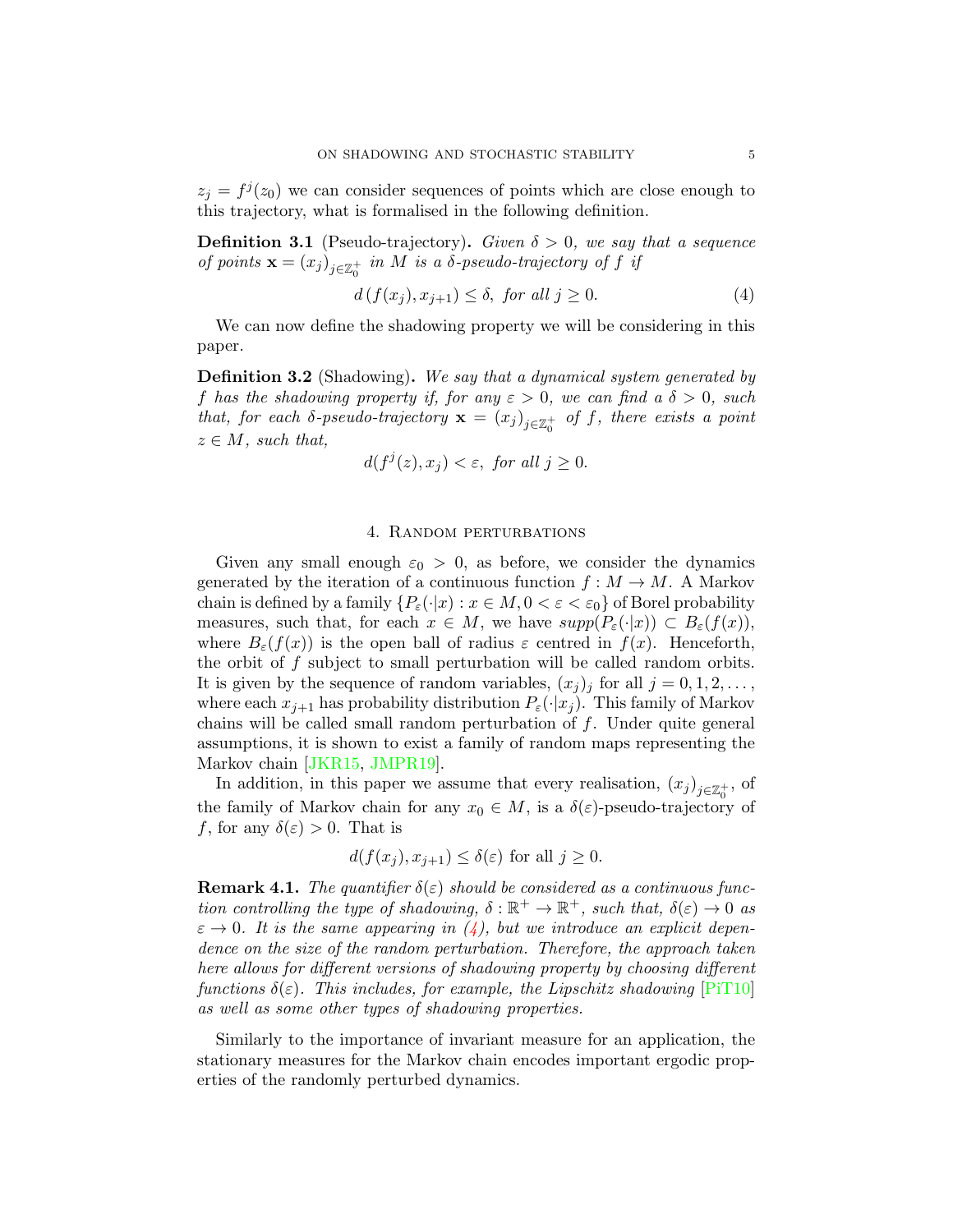$z_j = f^j(z_0)$ we can consider sequences of points which are close enough to this trajectory, what is formalised in the following definition.

**Definition 3.1** (Pseudo-trajectory)**.** *Given $\delta > 0$, we say that a sequence of points $\mathbf{x} = (x_j)_{j\in\mathbb{Z}_0^+}$ in $M$ is a $\delta$-pseudo-trajectory of $f$ if*

$$d\left(f(x_j), x_{j+1}\right) \leq \delta, \text{ for all } j \geq 0. \tag{4}$$

We can now define the shadowing property we will be considering in this paper.

**Definition 3.2** (Shadowing)**.** *We say that a dynamical system generated by $f$ has the shadowing property if, for any $\varepsilon > 0$, we can find a $\delta > 0$, such that, for each $\delta$-pseudo-trajectory $\mathbf{x} = (x_j)_{j\in\mathbb{Z}_0^+}$ of $f$, there exists a point $z \in M$, such that,*

$$d(f^j(z), x_j) < \varepsilon, \text{ for all } j \geq 0.$$

## 4. Random perturbations

Given any small enough $\varepsilon_0 > 0$, as before, we consider the dynamics generated by the iteration of a continuous function $f : M \to M$. A Markov chain is defined by a family $\{P_\varepsilon(\cdot|x) : x \in M, 0 < \varepsilon < \varepsilon_0\}$ of Borel probability measures, such that, for each $x \in M$, we have $supp(P_\varepsilon(\cdot|x)) \subset B_\varepsilon(f(x))$, where $B_\varepsilon(f(x))$ is the open ball of radius $\varepsilon$ centred in $f(x)$. Henceforth, the orbit of $f$ subject to small perturbation will be called random orbits. It is given by the sequence of random variables, $(x_j)_j$ for all $j = 0, 1, 2, \dots$, where each $x_{j+1}$ has probability distribution $P_\varepsilon(\cdot|x_j)$. This family of Markov chains will be called small random perturbation of $f$. Under quite general assumptions, it is shown to exist a family of random maps representing the Markov chain [JKR15, JMPR19].

In addition, in this paper we assume that every realisation, $(x_j)_{j\in\mathbb{Z}_0^+}$, of the family of Markov chain for any $x_0 \in M$, is a $\delta(\varepsilon)$-pseudo-trajectory of $f$, for any $\delta(\varepsilon) > 0$. That is

$$d(f(x_j), x_{j+1}) \leq \delta(\varepsilon) \text{ for all } j \geq 0.$$

**Remark 4.1.** *The quantifier $\delta(\varepsilon)$ should be considered as a continuous function controlling the type of shadowing, $\delta : \mathbb{R}^+ \to \mathbb{R}^+$, such that, $\delta(\varepsilon) \to 0$ as $\varepsilon \to 0$. It is the same appearing in (4), but we introduce an explicit dependence on the size of the random perturbation. Therefore, the approach taken here allows for different versions of shadowing property by choosing different functions $\delta(\varepsilon)$. This includes, for example, the Lipschitz shadowing [PiT10] as well as some other types of shadowing properties.*

Similarly to the importance of invariant measure for an application, the stationary measures for the Markov chain encodes important ergodic properties of the randomly perturbed dynamics.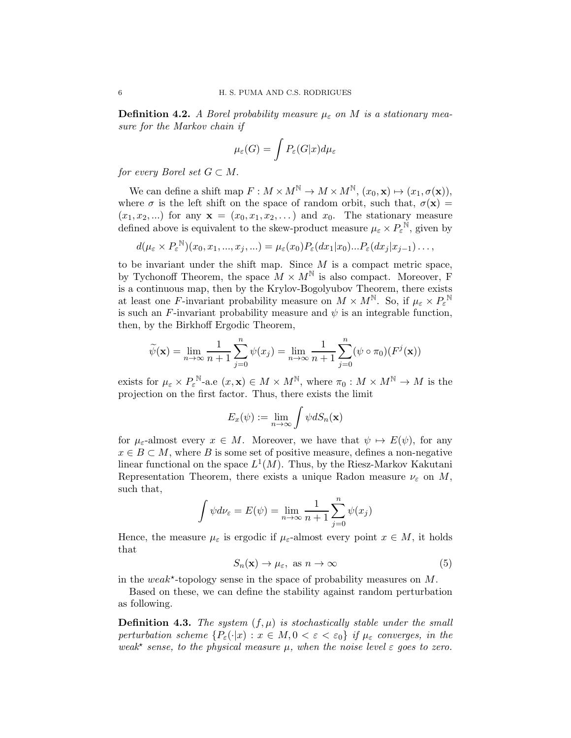**Definition 4.2.** *A Borel probability measure $\mu_\varepsilon$ on $M$ is a stationary measure for the Markov chain if*

$$\mu_\varepsilon(G) = \int P_\varepsilon(G|x) d\mu_\varepsilon$$

*for every Borel set $G \subset M$.*

We can define a shift map $F : M \times M^{\mathbb{N}} \to M \times M^{\mathbb{N}}$, $(x_0, \mathbf{x}) \mapsto (x_1, \sigma(\mathbf{x}))$, where $\sigma$ is the left shift on the space of random orbit, such that, $\sigma(\mathbf{x}) = (x_1, x_2, ...)$ for any $\mathbf{x} = (x_0, x_1, x_2, \dots)$ and $x_0$. The stationary measure defined above is equivalent to the skew-product measure $\mu_\varepsilon \times {P_\varepsilon}^{\mathbb{N}}$, given by

$$d(\mu_\varepsilon \times {P_\varepsilon}^{\mathbb{N}})(x_0, x_1, ..., x_j, ...) = \mu_\varepsilon(x_0) P_\varepsilon(dx_1|x_0)...P_\varepsilon(dx_j|x_{j-1}) \dots,$$

to be invariant under the shift map. Since $M$ is a compact metric space, by Tychonoff Theorem, the space $M \times M^{\mathbb{N}}$ is also compact. Moreover, F is a continuous map, then by the Krylov-Bogolyubov Theorem, there exists at least one $F$-invariant probability measure on $M \times M^{\mathbb{N}}$. So, if $\mu_\varepsilon \times {P_\varepsilon}^{\mathbb{N}}$ is such an $F$-invariant probability measure and $\psi$ is an integrable function, then, by the Birkhoff Ergodic Theorem,

$$\widetilde{\psi}(\mathbf{x}) = \lim_{n\to\infty} \frac{1}{n+1} \sum_{j=0}^{n} \psi(x_j) = \lim_{n\to\infty} \frac{1}{n+1} \sum_{j=0}^{n} (\psi \circ \pi_0)(F^j(\mathbf{x}))$$

exists for $\mu_\varepsilon \times {P_\varepsilon}^{\mathbb{N}}$-a.e $(x, \mathbf{x}) \in M \times M^{\mathbb{N}}$, where $\pi_0 : M \times M^{\mathbb{N}} \to M$ is the projection on the first factor. Thus, there exists the limit

$$E_x(\psi) := \lim_{n\to\infty} \int \psi dS_n(\mathbf{x})$$

for $\mu_\varepsilon$-almost every $x \in M$. Moreover, we have that $\psi \mapsto E(\psi)$, for any $x \in B \subset M$, where $B$ is some set of positive measure, defines a non-negative linear functional on the space $L^1(M)$. Thus, by the Riesz-Markov Kakutani Representation Theorem, there exists a unique Radon measure $\nu_\varepsilon$ on $M$, such that,

$$\int \psi d\nu_\varepsilon = E(\psi) = \lim_{n\to\infty} \frac{1}{n+1} \sum_{j=0}^{n} \psi(x_j)$$

Hence, the measure $\mu_\varepsilon$ is ergodic if $\mu_\varepsilon$-almost every point $x \in M$, it holds that

$$S_n(\mathbf{x}) \to \mu_\varepsilon, \text{ as } n \to \infty \tag{5}$$

in the *weak*$^\star$-topology sense in the space of probability measures on $M$.

Based on these, we can define the stability against random perturbation as following.

**Definition 4.3.** *The system $(f, \mu)$ is stochastically stable under the small perturbation scheme $\{P_\varepsilon(\cdot|x) : x \in M, 0 < \varepsilon < \varepsilon_0\}$ if $\mu_\varepsilon$ converges, in the weak$^\star$ sense, to the physical measure $\mu$, when the noise level $\varepsilon$ goes to zero.*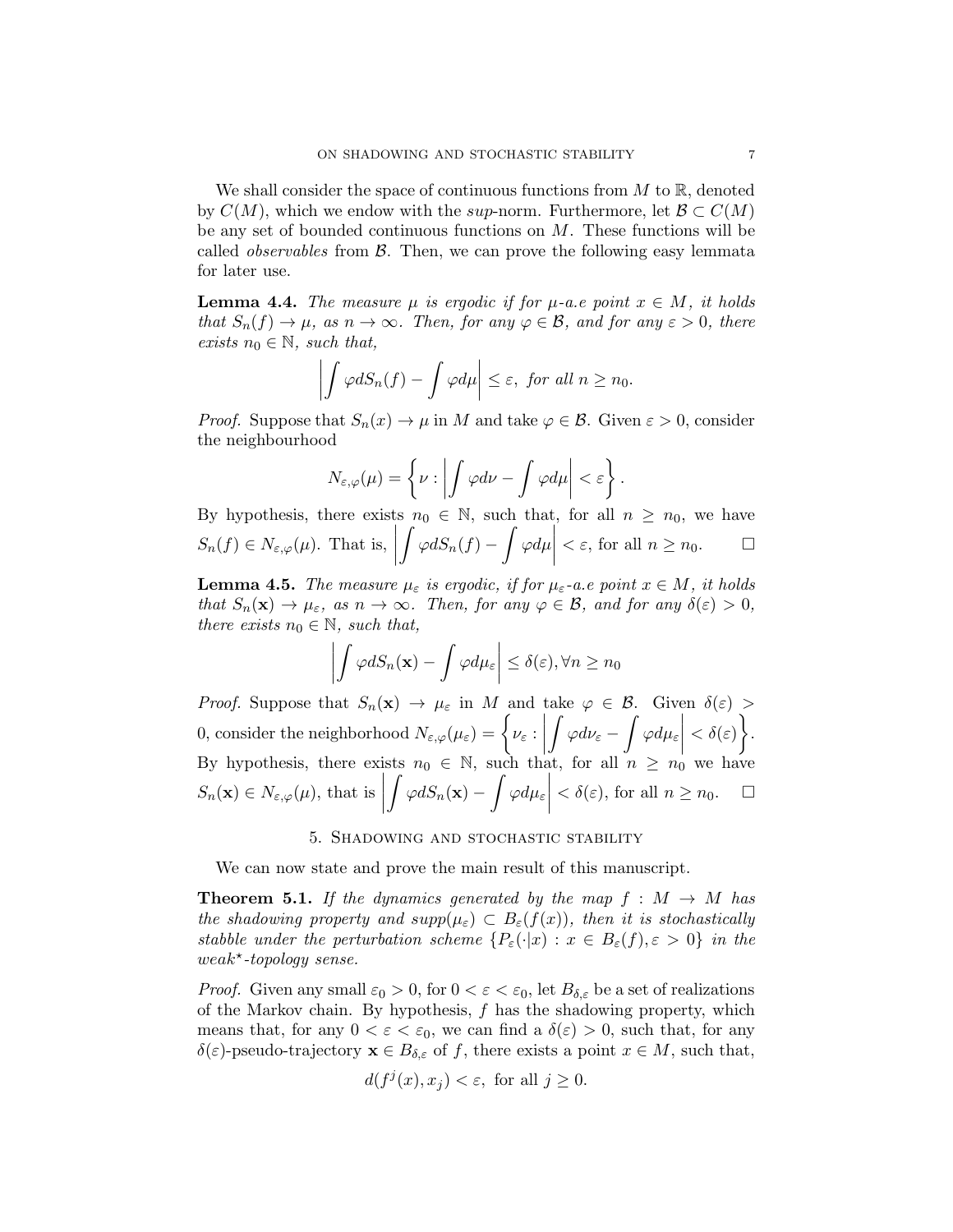We shall consider the space of continuous functions from $M$ to $\mathbb{R}$, denoted by $C(M)$, which we endow with the *sup*-norm. Furthermore, let $\mathcal{B} \subset C(M)$ be any set of bounded continuous functions on $M$. These functions will be called *observables* from $\mathcal{B}$. Then, we can prove the following easy lemmata for later use.

**Lemma 4.4.** *The measure $\mu$ is ergodic if for $\mu$-a.e point $x \in M$, it holds that $S_n(f) \to \mu$, as $n \to \infty$. Then, for any $\varphi \in \mathcal{B}$, and for any $\varepsilon > 0$, there exists $n_0 \in \mathbb{N}$, such that,*

$$\left| \int \varphi dS_n(f) - \int \varphi d\mu \right| \leq \varepsilon, \text{ for all } n \geq n_0.$$

*Proof.* Suppose that $S_n(x) \to \mu$ in $M$ and take $\varphi \in \mathcal{B}$. Given $\varepsilon > 0$, consider the neighbourhood

$$N_{\varepsilon,\varphi}(\mu) = \left\{ \nu : \left| \int \varphi d\nu - \int \varphi d\mu \right| < \varepsilon \right\}.$$

By hypothesis, there exists $n_0 \in \mathbb{N}$, such that, for all $n \geq n_0$, we have $S_n(f) \in N_{\varepsilon,\varphi}(\mu)$. That is, $\left| \int \varphi dS_n(f) - \int \varphi d\mu \right| < \varepsilon$, for all $n \geq n_0$. □

**Lemma 4.5.** *The measure $\mu_\varepsilon$ is ergodic, if for $\mu_\varepsilon$-a.e point $x \in M$, it holds that $S_n(\mathbf{x}) \to \mu_\varepsilon$, as $n \to \infty$. Then, for any $\varphi \in \mathcal{B}$, and for any $\delta(\varepsilon) > 0$, there exists $n_0 \in \mathbb{N}$, such that,*

$$\left| \int \varphi dS_n(\mathbf{x}) - \int \varphi d\mu_\varepsilon \right| \leq \delta(\varepsilon), \forall n \geq n_0$$

*Proof.* Suppose that $S_n(\mathbf{x}) \to \mu_\varepsilon$ in $M$ and take $\varphi \in \mathcal{B}$. Given $\delta(\varepsilon) > 0$, consider the neighborhood $N_{\varepsilon,\varphi}(\mu_\varepsilon) = \left\{ \nu_\varepsilon : \left| \int \varphi d\nu_\varepsilon - \int \varphi d\mu_\varepsilon \right| < \delta(\varepsilon) \right\}$. By hypothesis, there exists $n_0 \in \mathbb{N}$, such that, for all $n \geq n_0$ we have $S_n(\mathbf{x}) \in N_{\varepsilon,\varphi}(\mu)$, that is $\left| \int \varphi dS_n(\mathbf{x}) - \int \varphi d\mu_\varepsilon \right| < \delta(\varepsilon)$, for all $n \geq n_0$. □

## 5. Shadowing and stochastic stability

We can now state and prove the main result of this manuscript.

**Theorem 5.1.** *If the dynamics generated by the map $f : M \to M$ has the shadowing property and $supp(\mu_\varepsilon) \subset B_\varepsilon(f(x))$, then it is stochastically stabble under the perturbation scheme $\{P_\varepsilon(\cdot|x) : x \in B_\varepsilon(f), \varepsilon > 0\}$ in the weak$^\star$-topology sense.*

*Proof.* Given any small $\varepsilon_0 > 0$, for $0 < \varepsilon < \varepsilon_0$, let $B_{\delta,\varepsilon}$ be a set of realizations of the Markov chain. By hypothesis, $f$ has the shadowing property, which means that, for any $0 < \varepsilon < \varepsilon_0$, we can find a $\delta(\varepsilon) > 0$, such that, for any $\delta(\varepsilon)$-pseudo-trajectory $\mathbf{x} \in B_{\delta,\varepsilon}$ of $f$, there exists a point $x \in M$, such that,

$$d(f^j(x), x_j) < \varepsilon, \text{ for all } j \geq 0.$$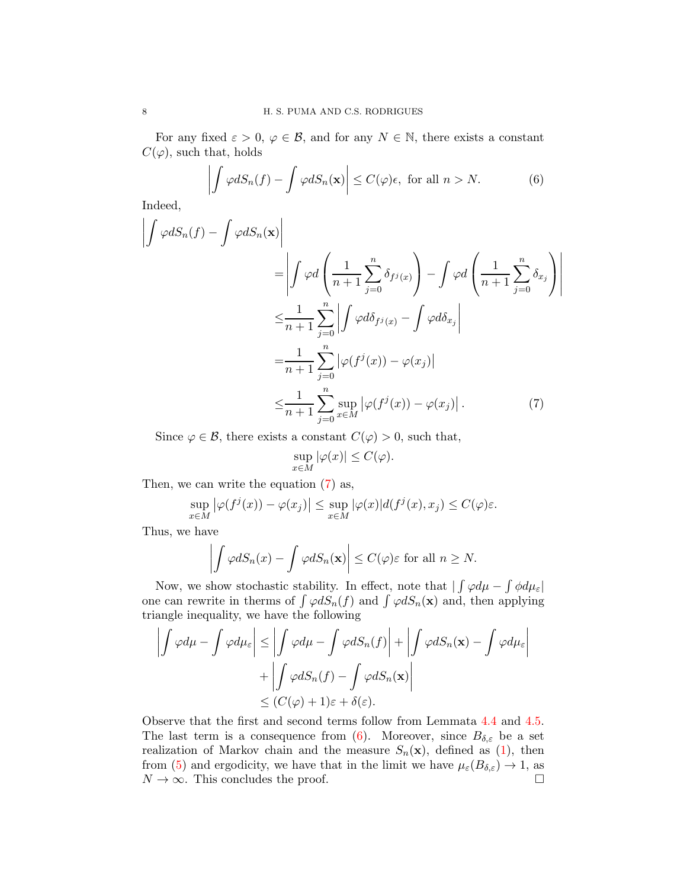For any fixed $\varepsilon > 0$, $\varphi \in \mathcal{B}$, and for any $N \in \mathbb{N}$, there exists a constant $C(\varphi)$, such that, holds

$$\left| \int \varphi dS_n(f) - \int \varphi dS_n(\mathbf{x}) \right| \leq C(\varphi)\epsilon, \text{ for all } n > N. \tag{6}$$

Indeed,

$$\begin{aligned}
\left| \int \varphi dS_n(f) - \int \varphi dS_n(\mathbf{x}) \right| & \\
&= \left| \int \varphi d\left( \frac{1}{n+1} \sum_{j=0}^{n} \delta_{f^j(x)} \right) - \int \varphi d\left( \frac{1}{n+1} \sum_{j=0}^{n} \delta_{x_j} \right) \right| \\
&\leq \frac{1}{n+1} \sum_{j=0}^{n} \left| \int \varphi d\delta_{f^j(x)} - \int \varphi d\delta_{x_j} \right| \\
&= \frac{1}{n+1} \sum_{j=0}^{n} \left| \varphi(f^j(x)) - \varphi(x_j) \right| \\
&\leq \frac{1}{n+1} \sum_{j=0}^{n} \sup_{x \in M} \left| \varphi(f^j(x)) - \varphi(x_j) \right|.
\end{aligned} \tag{7}$$

Since $\varphi \in \mathcal{B}$, there exists a constant $C(\varphi) > 0$, such that,

$$\sup_{x \in M} |\varphi(x)| \leq C(\varphi).$$

Then, we can write the equation (7) as,

$$\sup_{x \in M} \left| \varphi(f^j(x)) - \varphi(x_j) \right| \leq \sup_{x \in M} |\varphi(x)| d(f^j(x), x_j) \leq C(\varphi)\varepsilon.$$

Thus, we have

$$\left| \int \varphi dS_n(x) - \int \varphi dS_n(\mathbf{x}) \right| \leq C(\varphi)\varepsilon \text{ for all } n \geq N.$$

Now, we show stochastic stability. In effect, note that $\left| \int \varphi d\mu - \int \phi d\mu_\varepsilon \right|$ one can rewrite in therms of $\int \varphi dS_n(f)$ and $\int \varphi dS_n(\mathbf{x})$ and, then applying triangle inequality, we have the following

$$\begin{aligned}
\left| \int \varphi d\mu - \int \varphi d\mu_\varepsilon \right| &\leq \left| \int \varphi d\mu - \int \varphi dS_n(f) \right| + \left| \int \varphi dS_n(\mathbf{x}) - \int \varphi d\mu_\varepsilon \right| \\
&\quad + \left| \int \varphi dS_n(f) - \int \varphi dS_n(\mathbf{x}) \right| \\
&\leq (C(\varphi) + 1)\varepsilon + \delta(\varepsilon).
\end{aligned}$$

Observe that the first and second terms follow from Lemmata 4.4 and 4.5. The last term is a consequence from (6). Moreover, since $B_{\delta,\varepsilon}$ be a set realization of Markov chain and the measure $S_n(\mathbf{x})$, defined as (1), then from (5) and ergodicity, we have that in the limit we have $\mu_\varepsilon(B_{\delta,\varepsilon}) \to 1$, as $N \to \infty$. This concludes the proof. □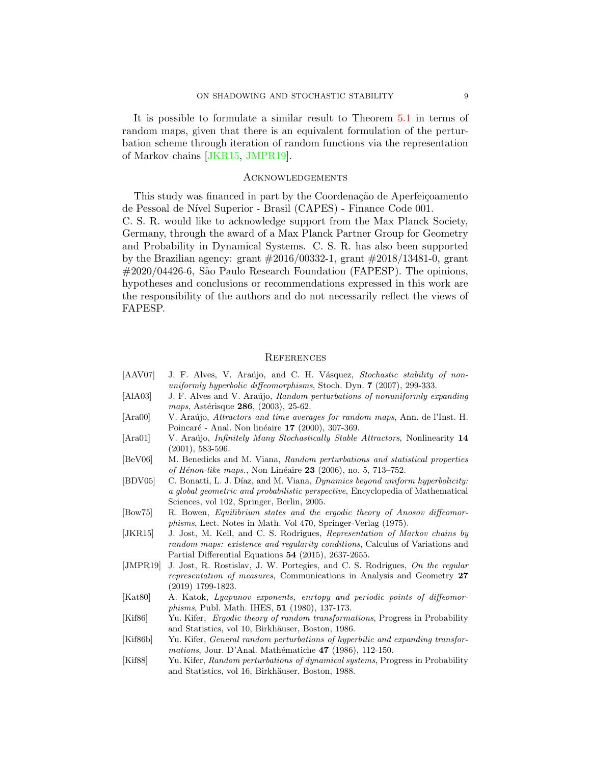It is possible to formulate a similar result to Theorem 5.1 in terms of random maps, given that there is an equivalent formulation of the perturbation scheme through iteration of random functions via the representation of Markov chains [JKR15, JMPR19].

## Acknowledgements

This study was financed in part by the Coordenação de Aperfeiçoamento de Pessoal de Nível Superior - Brasil (CAPES) - Finance Code 001.
C. S. R. would like to acknowledge support from the Max Planck Society, Germany, through the award of a Max Planck Partner Group for Geometry and Probability in Dynamical Systems. C. S. R. has also been supported by the Brazilian agency: grant #2016/00332-1, grant #2018/13481-0, grant #2020/04426-6, São Paulo Research Foundation (FAPESP). The opinions, hypotheses and conclusions or recommendations expressed in this work are the responsibility of the authors and do not necessarily reflect the views of FAPESP.

## References

- [AAV07] J. F. Alves, V. Araújo, and C. H. Vásquez, *Stochastic stability of non-uniformly hyperbolic diffeomorphisms*, Stoch. Dyn. **7** (2007), 299-333.
- [AlA03] J. F. Alves and V. Araújo, *Random perturbations of nonuniformly expanding maps*, Astérisque **286**, (2003), 25-62.
- [Ara00] V. Araújo, *Attractors and time averages for random maps*, Ann. de l'Inst. H. Poincaré - Anal. Non linéaire **17** (2000), 307-369.
- [Ara01] V. Araújo, *Infinitely Many Stochastically Stable Attractors*, Nonlinearity **14** (2001), 583-596.
- [BeV06] M. Benedicks and M. Viana, *Random perturbations and statistical properties of Hénon-like maps.*, Non Linéaire **23** (2006), no. 5, 713–752.
- [BDV05] C. Bonatti, L. J. Díaz, and M. Viana, *Dynamics beyond uniform hyperbolicity: a global geometric and probabilistic perspective*, Encyclopedia of Mathematical Sciences, vol 102, Springer, Berlin, 2005.
- [Bow75] R. Bowen, *Equilibrium states and the ergodic theory of Anosov diffeomorphisms*, Lect. Notes in Math. Vol 470, Springer-Verlag (1975).
- [JKR15] J. Jost, M. Kell, and C. S. Rodrigues, *Representation of Markov chains by random maps: existence and regularity conditions*, Calculus of Variations and Partial Differential Equations **54** (2015), 2637-2655.
- [JMPR19] J. Jost, R. Rostislav, J. W. Portegies, and C. S. Rodrigues, *On the regular representation of measures*, Communications in Analysis and Geometry **27** (2019) 1799-1823.
- [Kat80] A. Katok, *Lyapunov exponents, enrtopy and periodic points of diffeomorphisms*, Publ. Math. IHES, **51** (1980), 137-173.
- [Kif86] Yu. Kifer, *Ergodic theory of random transformations*, Progress in Probability and Statistics, vol 10, Birkhäuser, Boston, 1986.
- [Kif86b] Yu. Kifer, *General random perturbations of hyperbilic and expanding transformations*, Jour. D'Anal. Mathématiche **47** (1986), 112-150.
- [Kif88] Yu. Kifer, *Random perturbations of dynamical systems*, Progress in Probability and Statistics, vol 16, Birkhäuser, Boston, 1988.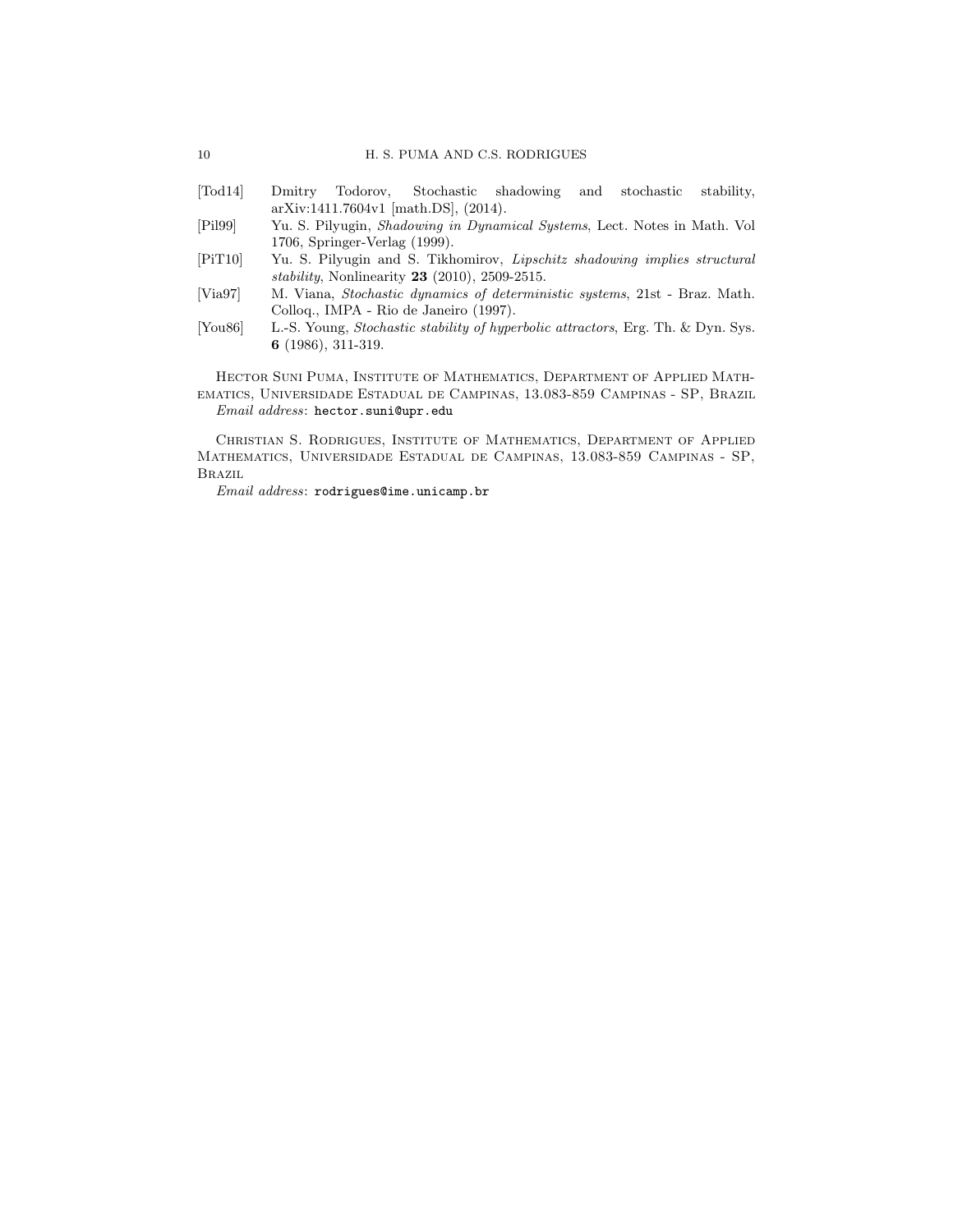- [Tod14] Dmitry Todorov, Stochastic shadowing and stochastic stability, arXiv:1411.7604v1 [math.DS], (2014).
- [Pil99] Yu. S. Pilyugin, *Shadowing in Dynamical Systems*, Lect. Notes in Math. Vol 1706, Springer-Verlag (1999).
- [PiT10] Yu. S. Pilyugin and S. Tikhomirov, *Lipschitz shadowing implies structural stability*, Nonlinearity **23** (2010), 2509-2515.
- [Via97] M. Viana, *Stochastic dynamics of deterministic systems*, 21st - Braz. Math. Colloq., IMPA - Rio de Janeiro (1997).
- [You86] L.-S. Young, *Stochastic stability of hyperbolic attractors*, Erg. Th. & Dyn. Sys. **6** (1986), 311-319.

Hector Suni Puma, Institute of Mathematics, Department of Applied Mathematics, Universidade Estadual de Campinas, 13.083-859 Campinas - SP, Brazil
*Email address*: `hector.suni@upr.edu`

Christian S. Rodrigues, Institute of Mathematics, Department of Applied Mathematics, Universidade Estadual de Campinas, 13.083-859 Campinas - SP, Brazil
*Email address*: `rodrigues@ime.unicamp.br`